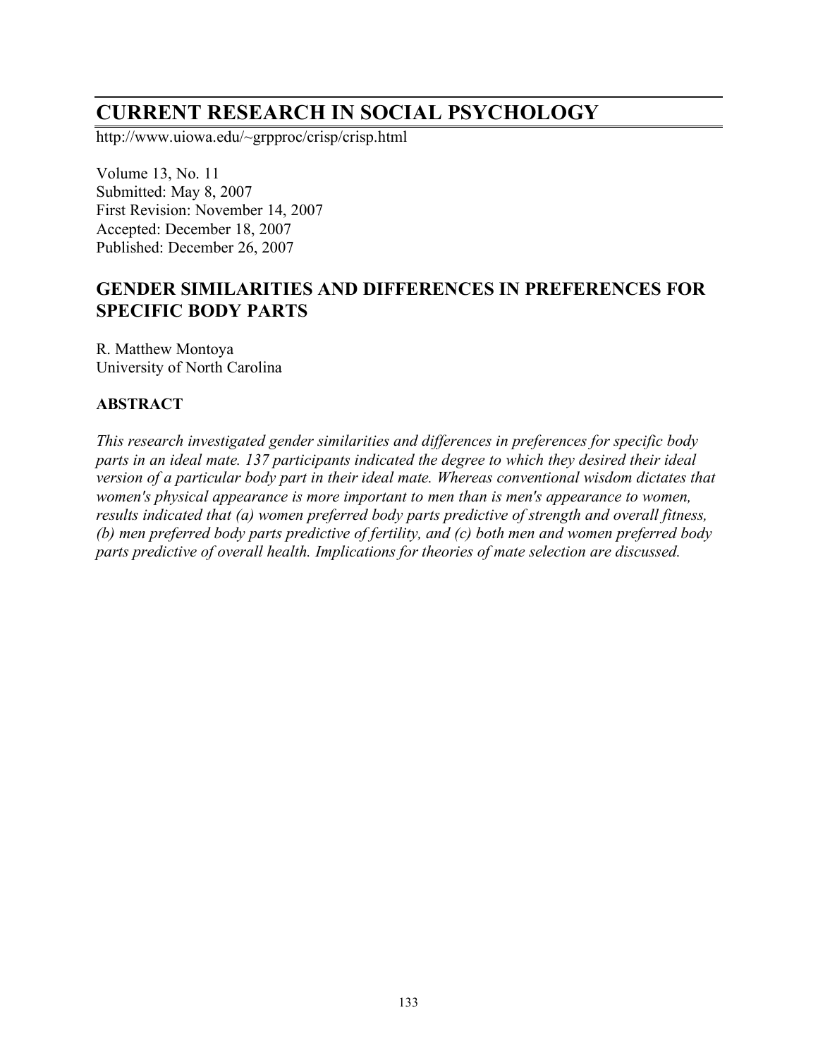# CURRENT RESEARCH IN SOCIAL PSYCHOLOGY

http://www.uiowa.edu/~grpproc/crisp/crisp.html

Volume 13, No. 11
Submitted: May 8, 2007
First Revision: November 14, 2007
Accepted: December 18, 2007
Published: December 26, 2007

## GENDER SIMILARITIES AND DIFFERENCES IN PREFERENCES FOR SPECIFIC BODY PARTS

R. Matthew Montoya
University of North Carolina

### ABSTRACT

*This research investigated gender similarities and differences in preferences for specific body parts in an ideal mate. 137 participants indicated the degree to which they desired their ideal version of a particular body part in their ideal mate. Whereas conventional wisdom dictates that women's physical appearance is more important to men than is men's appearance to women, results indicated that (a) women preferred body parts predictive of strength and overall fitness, (b) men preferred body parts predictive of fertility, and (c) both men and women preferred body parts predictive of overall health. Implications for theories of mate selection are discussed.*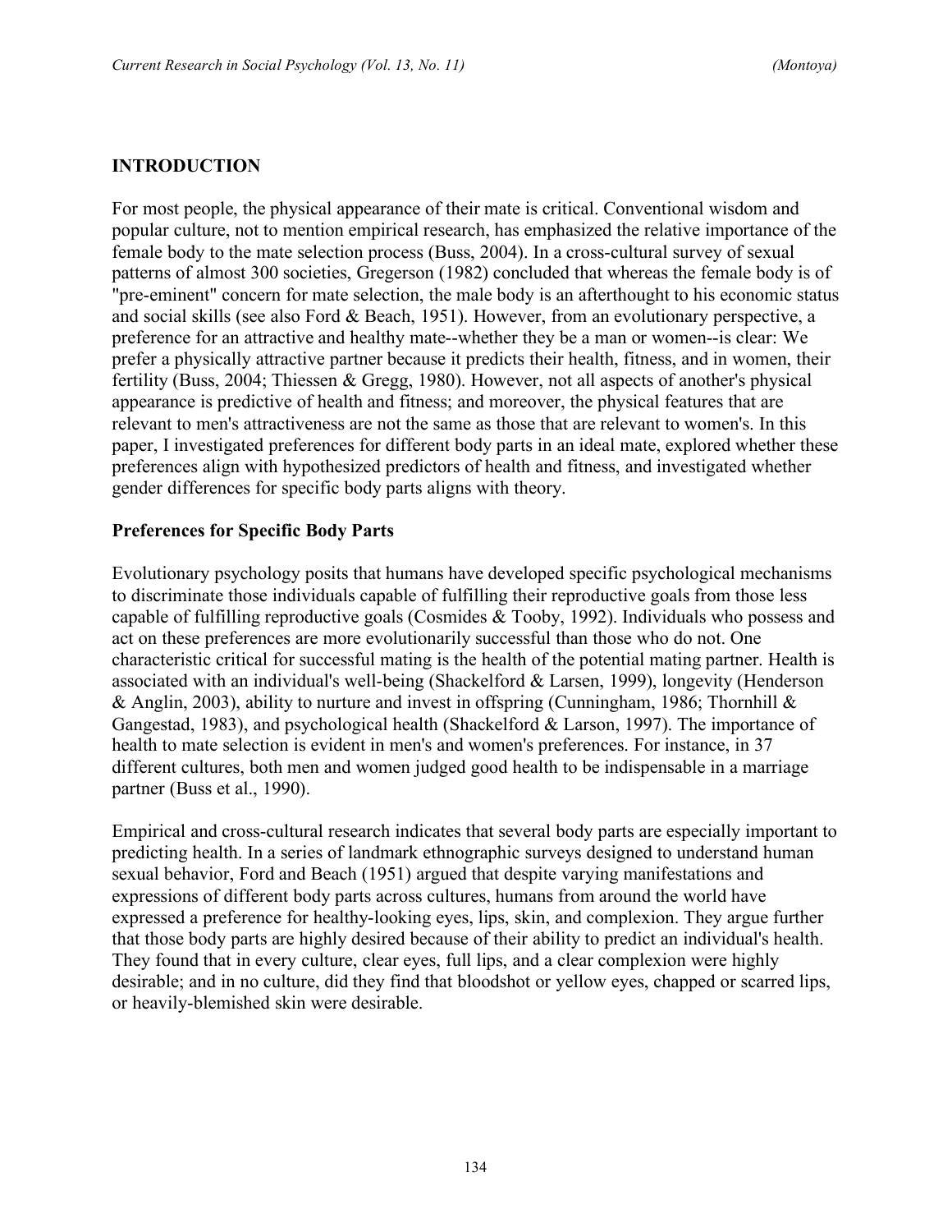## INTRODUCTION

For most people, the physical appearance of their mate is critical. Conventional wisdom and popular culture, not to mention empirical research, has emphasized the relative importance of the female body to the mate selection process (Buss, 2004). In a cross-cultural survey of sexual patterns of almost 300 societies, Gregerson (1982) concluded that whereas the female body is of "pre-eminent" concern for mate selection, the male body is an afterthought to his economic status and social skills (see also Ford & Beach, 1951). However, from an evolutionary perspective, a preference for an attractive and healthy mate--whether they be a man or women--is clear: We prefer a physically attractive partner because it predicts their health, fitness, and in women, their fertility (Buss, 2004; Thiessen & Gregg, 1980). However, not all aspects of another's physical appearance is predictive of health and fitness; and moreover, the physical features that are relevant to men's attractiveness are not the same as those that are relevant to women's. In this paper, I investigated preferences for different body parts in an ideal mate, explored whether these preferences align with hypothesized predictors of health and fitness, and investigated whether gender differences for specific body parts aligns with theory.

### Preferences for Specific Body Parts

Evolutionary psychology posits that humans have developed specific psychological mechanisms to discriminate those individuals capable of fulfilling their reproductive goals from those less capable of fulfilling reproductive goals (Cosmides & Tooby, 1992). Individuals who possess and act on these preferences are more evolutionarily successful than those who do not. One characteristic critical for successful mating is the health of the potential mating partner. Health is associated with an individual's well-being (Shackelford & Larsen, 1999), longevity (Henderson & Anglin, 2003), ability to nurture and invest in offspring (Cunningham, 1986; Thornhill & Gangestad, 1983), and psychological health (Shackelford & Larson, 1997). The importance of health to mate selection is evident in men's and women's preferences. For instance, in 37 different cultures, both men and women judged good health to be indispensable in a marriage partner (Buss et al., 1990).

Empirical and cross-cultural research indicates that several body parts are especially important to predicting health. In a series of landmark ethnographic surveys designed to understand human sexual behavior, Ford and Beach (1951) argued that despite varying manifestations and expressions of different body parts across cultures, humans from around the world have expressed a preference for healthy-looking eyes, lips, skin, and complexion. They argue further that those body parts are highly desired because of their ability to predict an individual's health. They found that in every culture, clear eyes, full lips, and a clear complexion were highly desirable; and in no culture, did they find that bloodshot or yellow eyes, chapped or scarred lips, or heavily-blemished skin were desirable.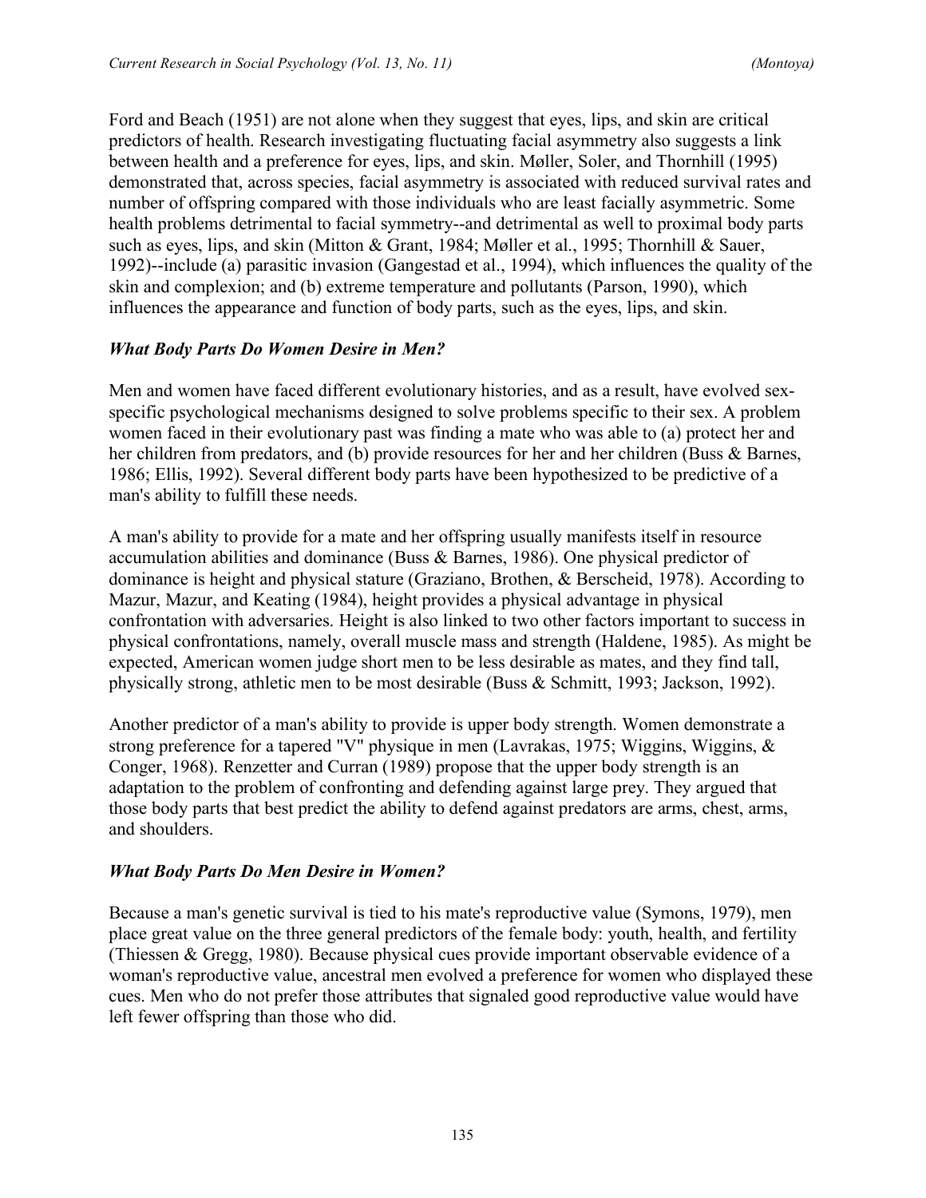Ford and Beach (1951) are not alone when they suggest that eyes, lips, and skin are critical predictors of health. Research investigating fluctuating facial asymmetry also suggests a link between health and a preference for eyes, lips, and skin. Møller, Soler, and Thornhill (1995) demonstrated that, across species, facial asymmetry is associated with reduced survival rates and number of offspring compared with those individuals who are least facially asymmetric. Some health problems detrimental to facial symmetry--and detrimental as well to proximal body parts such as eyes, lips, and skin (Mitton & Grant, 1984; Møller et al., 1995; Thornhill & Sauer, 1992)--include (a) parasitic invasion (Gangestad et al., 1994), which influences the quality of the skin and complexion; and (b) extreme temperature and pollutants (Parson, 1990), which influences the appearance and function of body parts, such as the eyes, lips, and skin.

### *What Body Parts Do Women Desire in Men?*

Men and women have faced different evolutionary histories, and as a result, have evolved sex-specific psychological mechanisms designed to solve problems specific to their sex. A problem women faced in their evolutionary past was finding a mate who was able to (a) protect her and her children from predators, and (b) provide resources for her and her children (Buss & Barnes, 1986; Ellis, 1992). Several different body parts have been hypothesized to be predictive of a man's ability to fulfill these needs.

A man's ability to provide for a mate and her offspring usually manifests itself in resource accumulation abilities and dominance (Buss & Barnes, 1986). One physical predictor of dominance is height and physical stature (Graziano, Brothen, & Berscheid, 1978). According to Mazur, Mazur, and Keating (1984), height provides a physical advantage in physical confrontation with adversaries. Height is also linked to two other factors important to success in physical confrontations, namely, overall muscle mass and strength (Haldene, 1985). As might be expected, American women judge short men to be less desirable as mates, and they find tall, physically strong, athletic men to be most desirable (Buss & Schmitt, 1993; Jackson, 1992).

Another predictor of a man's ability to provide is upper body strength. Women demonstrate a strong preference for a tapered "V" physique in men (Lavrakas, 1975; Wiggins, Wiggins, & Conger, 1968). Renzetter and Curran (1989) propose that the upper body strength is an adaptation to the problem of confronting and defending against large prey. They argued that those body parts that best predict the ability to defend against predators are arms, chest, arms, and shoulders.

### *What Body Parts Do Men Desire in Women?*

Because a man's genetic survival is tied to his mate's reproductive value (Symons, 1979), men place great value on the three general predictors of the female body: youth, health, and fertility (Thiessen & Gregg, 1980). Because physical cues provide important observable evidence of a woman's reproductive value, ancestral men evolved a preference for women who displayed these cues. Men who do not prefer those attributes that signaled good reproductive value would have left fewer offspring than those who did.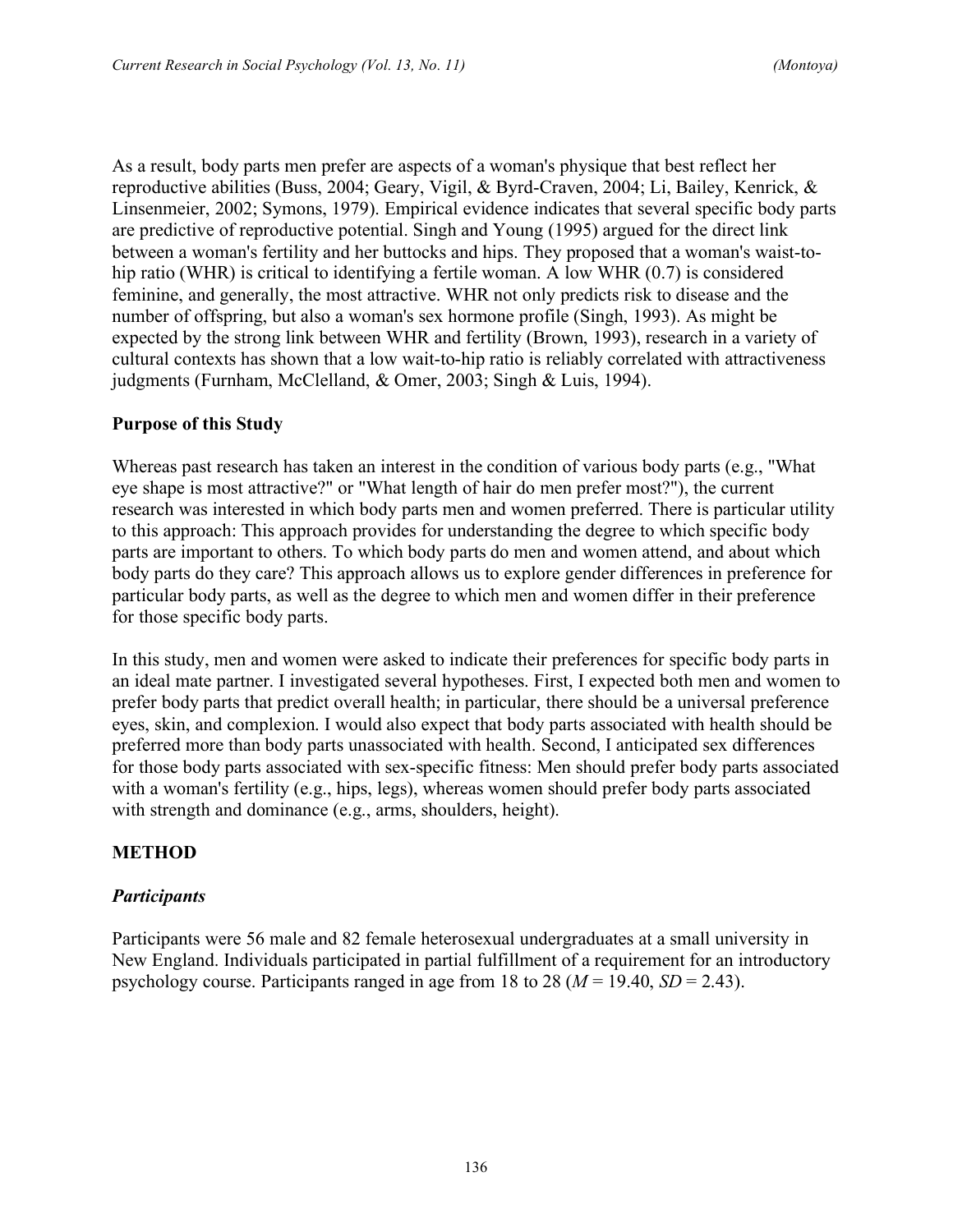As a result, body parts men prefer are aspects of a woman's physique that best reflect her reproductive abilities (Buss, 2004; Geary, Vigil, & Byrd-Craven, 2004; Li, Bailey, Kenrick, & Linsenmeier, 2002; Symons, 1979). Empirical evidence indicates that several specific body parts are predictive of reproductive potential. Singh and Young (1995) argued for the direct link between a woman's fertility and her buttocks and hips. They proposed that a woman's waist-to-hip ratio (WHR) is critical to identifying a fertile woman. A low WHR (0.7) is considered feminine, and generally, the most attractive. WHR not only predicts risk to disease and the number of offspring, but also a woman's sex hormone profile (Singh, 1993). As might be expected by the strong link between WHR and fertility (Brown, 1993), research in a variety of cultural contexts has shown that a low wait-to-hip ratio is reliably correlated with attractiveness judgments (Furnham, McClelland, & Omer, 2003; Singh & Luis, 1994).

## Purpose of this Study

Whereas past research has taken an interest in the condition of various body parts (e.g., "What eye shape is most attractive?" or "What length of hair do men prefer most?"), the current research was interested in which body parts men and women preferred. There is particular utility to this approach: This approach provides for understanding the degree to which specific body parts are important to others. To which body parts do men and women attend, and about which body parts do they care? This approach allows us to explore gender differences in preference for particular body parts, as well as the degree to which men and women differ in their preference for those specific body parts.

In this study, men and women were asked to indicate their preferences for specific body parts in an ideal mate partner. I investigated several hypotheses. First, I expected both men and women to prefer body parts that predict overall health; in particular, there should be a universal preference eyes, skin, and complexion. I would also expect that body parts associated with health should be preferred more than body parts unassociated with health. Second, I anticipated sex differences for those body parts associated with sex-specific fitness: Men should prefer body parts associated with a woman's fertility (e.g., hips, legs), whereas women should prefer body parts associated with strength and dominance (e.g., arms, shoulders, height).

## METHOD

### *Participants*

Participants were 56 male and 82 female heterosexual undergraduates at a small university in New England. Individuals participated in partial fulfillment of a requirement for an introductory psychology course. Participants ranged in age from 18 to 28 ($M = 19.40$, $SD = 2.43$).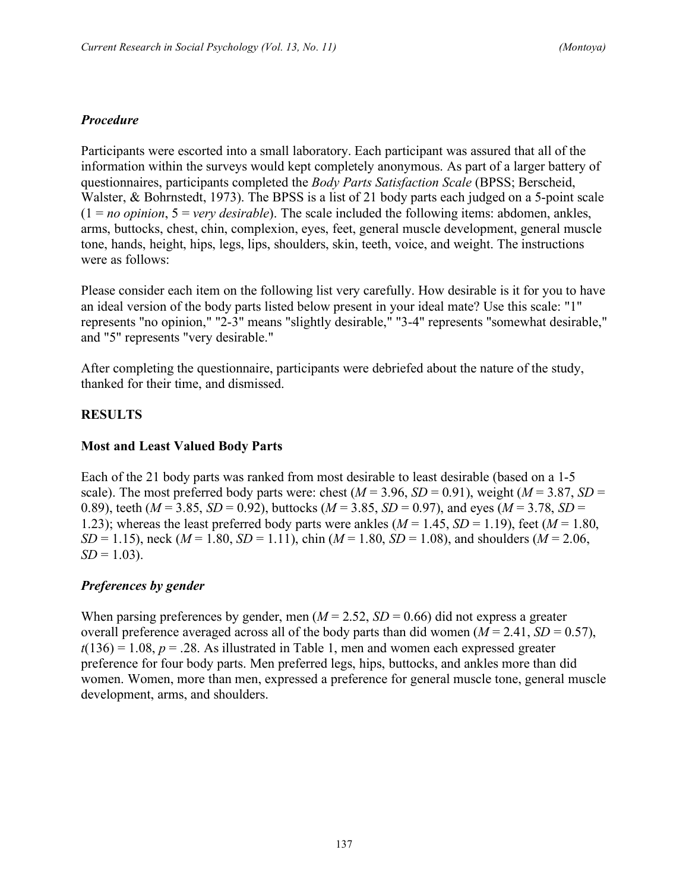### *Procedure*

Participants were escorted into a small laboratory. Each participant was assured that all of the information within the surveys would kept completely anonymous. As part of a larger battery of questionnaires, participants completed the *Body Parts Satisfaction Scale* (BPSS; Berscheid, Walster, & Bohrnstedt, 1973). The BPSS is a list of 21 body parts each judged on a 5-point scale (1 = *no opinion*, 5 = *very desirable*). The scale included the following items: abdomen, ankles, arms, buttocks, chest, chin, complexion, eyes, feet, general muscle development, general muscle tone, hands, height, hips, legs, lips, shoulders, skin, teeth, voice, and weight. The instructions were as follows:

Please consider each item on the following list very carefully. How desirable is it for you to have an ideal version of the body parts listed below present in your ideal mate? Use this scale: "1" represents "no opinion," "2-3" means "slightly desirable," "3-4" represents "somewhat desirable," and "5" represents "very desirable."

After completing the questionnaire, participants were debriefed about the nature of the study, thanked for their time, and dismissed.

## RESULTS

### Most and Least Valued Body Parts

Each of the 21 body parts was ranked from most desirable to least desirable (based on a 1-5 scale). The most preferred body parts were: chest ($M$ = 3.96, $SD$ = 0.91), weight ($M$ = 3.87, $SD$ = 0.89), teeth ($M$ = 3.85, $SD$ = 0.92), buttocks ($M$ = 3.85, $SD$ = 0.97), and eyes ($M$ = 3.78, $SD$ = 1.23); whereas the least preferred body parts were ankles ($M$ = 1.45, $SD$ = 1.19), feet ($M$ = 1.80, $SD$ = 1.15), neck ($M$ = 1.80, $SD$ = 1.11), chin ($M$ = 1.80, $SD$ = 1.08), and shoulders ($M$ = 2.06, $SD$ = 1.03).

### *Preferences by gender*

When parsing preferences by gender, men ($M$ = 2.52, $SD$ = 0.66) did not express a greater overall preference averaged across all of the body parts than did women ($M$ = 2.41, $SD$ = 0.57), $t(136) = 1.08$, $p = .28$. As illustrated in Table 1, men and women each expressed greater preference for four body parts. Men preferred legs, hips, buttocks, and ankles more than did women. Women, more than men, expressed a preference for general muscle tone, general muscle development, arms, and shoulders.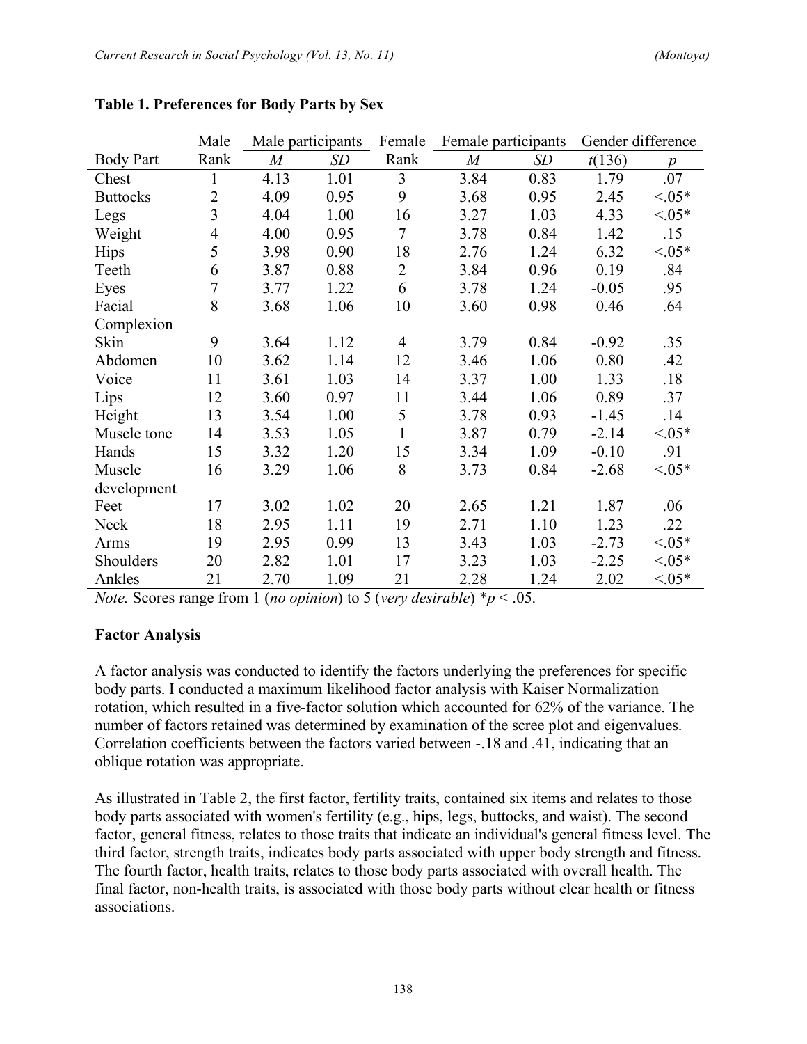**Table 1. Preferences for Body Parts by Sex**

| | Male | Male participants | | Female | Female participants | | Gender difference | |
|---|---|---|---|---|---|---|---|---|
| Body Part | Rank | *M* | *SD* | Rank | *M* | *SD* | $t(136)$ | *p* |
| Chest | 1 | 4.13 | 1.01 | 3 | 3.84 | 0.83 | 1.79 | .07 |
| Buttocks | 2 | 4.09 | 0.95 | 9 | 3.68 | 0.95 | 2.45 | <.05* |
| Legs | 3 | 4.04 | 1.00 | 16 | 3.27 | 1.03 | 4.33 | <.05* |
| Weight | 4 | 4.00 | 0.95 | 7 | 3.78 | 0.84 | 1.42 | .15 |
| Hips | 5 | 3.98 | 0.90 | 18 | 2.76 | 1.24 | 6.32 | <.05* |
| Teeth | 6 | 3.87 | 0.88 | 2 | 3.84 | 0.96 | 0.19 | .84 |
| Eyes | 7 | 3.77 | 1.22 | 6 | 3.78 | 1.24 | -0.05 | .95 |
| Facial Complexion | 8 | 3.68 | 1.06 | 10 | 3.60 | 0.98 | 0.46 | .64 |
| Skin | 9 | 3.64 | 1.12 | 4 | 3.79 | 0.84 | -0.92 | .35 |
| Abdomen | 10 | 3.62 | 1.14 | 12 | 3.46 | 1.06 | 0.80 | .42 |
| Voice | 11 | 3.61 | 1.03 | 14 | 3.37 | 1.00 | 1.33 | .18 |
| Lips | 12 | 3.60 | 0.97 | 11 | 3.44 | 1.06 | 0.89 | .37 |
| Height | 13 | 3.54 | 1.00 | 5 | 3.78 | 0.93 | -1.45 | .14 |
| Muscle tone | 14 | 3.53 | 1.05 | 1 | 3.87 | 0.79 | -2.14 | <.05* |
| Hands | 15 | 3.32 | 1.20 | 15 | 3.34 | 1.09 | -0.10 | .91 |
| Muscle development | 16 | 3.29 | 1.06 | 8 | 3.73 | 0.84 | -2.68 | <.05* |
| Feet | 17 | 3.02 | 1.02 | 20 | 2.65 | 1.21 | 1.87 | .06 |
| Neck | 18 | 2.95 | 1.11 | 19 | 2.71 | 1.10 | 1.23 | .22 |
| Arms | 19 | 2.95 | 0.99 | 13 | 3.43 | 1.03 | -2.73 | <.05* |
| Shoulders | 20 | 2.82 | 1.01 | 17 | 3.23 | 1.03 | -2.25 | <.05* |
| Ankles | 21 | 2.70 | 1.09 | 21 | 2.28 | 1.24 | 2.02 | <.05* |

*Note.* Scores range from 1 (*no opinion*) to 5 (*very desirable*) $*p < .05$.

### Factor Analysis

A factor analysis was conducted to identify the factors underlying the preferences for specific body parts. I conducted a maximum likelihood factor analysis with Kaiser Normalization rotation, which resulted in a five-factor solution which accounted for 62% of the variance. The number of factors retained was determined by examination of the scree plot and eigenvalues. Correlation coefficients between the factors varied between -.18 and .41, indicating that an oblique rotation was appropriate.

As illustrated in Table 2, the first factor, fertility traits, contained six items and relates to those body parts associated with women's fertility (e.g., hips, legs, buttocks, and waist). The second factor, general fitness, relates to those traits that indicate an individual's general fitness level. The third factor, strength traits, indicates body parts associated with upper body strength and fitness. The fourth factor, health traits, relates to those body parts associated with overall health. The final factor, non-health traits, is associated with those body parts without clear health or fitness associations.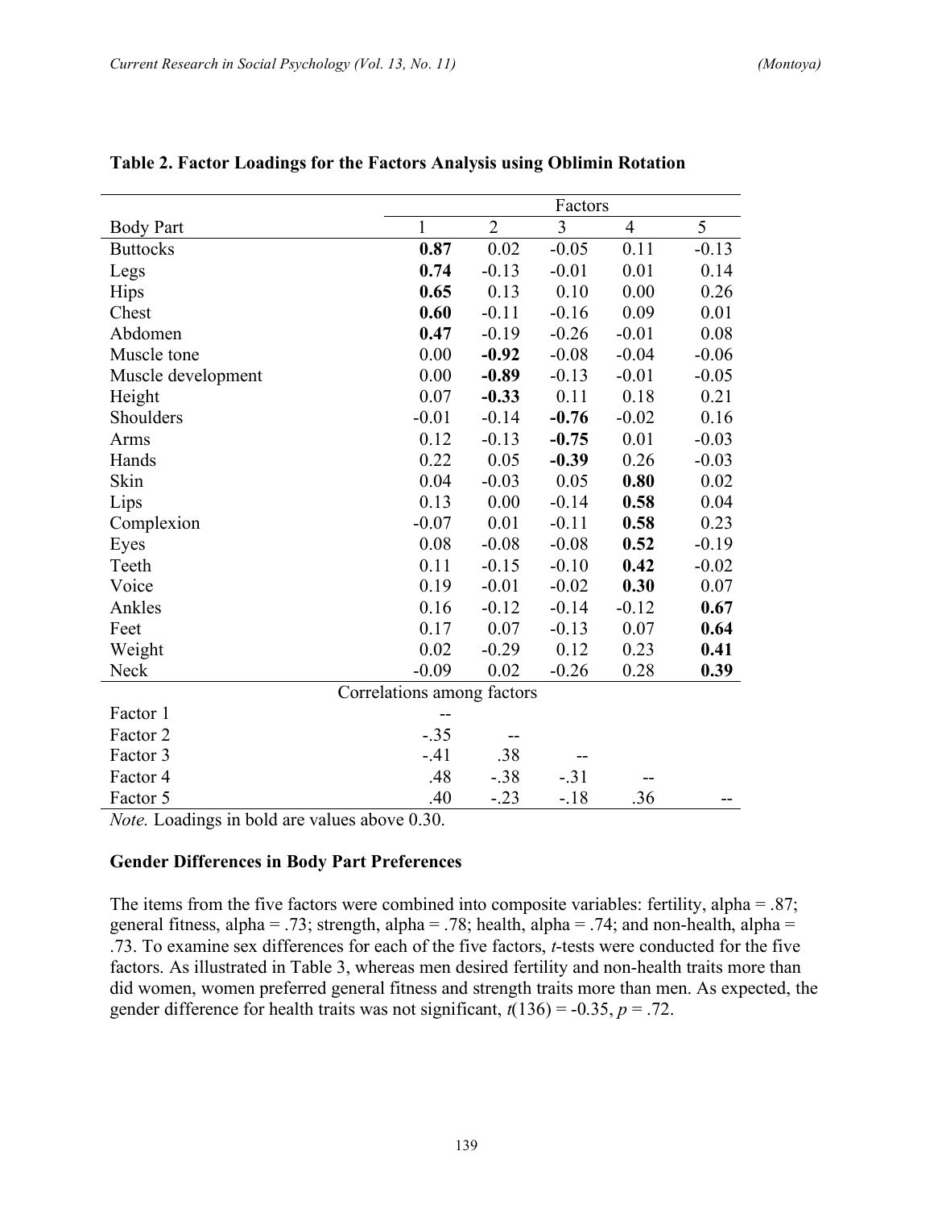**Table 2. Factor Loadings for the Factors Analysis using Oblimin Rotation**

| | Factors | | | | |
|---|---|---|---|---|---|
| Body Part | 1 | 2 | 3 | 4 | 5 |
| Buttocks | **0.87** | 0.02 | -0.05 | 0.11 | -0.13 |
| Legs | **0.74** | -0.13 | -0.01 | 0.01 | 0.14 |
| Hips | **0.65** | 0.13 | 0.10 | 0.00 | 0.26 |
| Chest | **0.60** | -0.11 | -0.16 | 0.09 | 0.01 |
| Abdomen | **0.47** | -0.19 | -0.26 | -0.01 | 0.08 |
| Muscle tone | 0.00 | **-0.92** | -0.08 | -0.04 | -0.06 |
| Muscle development | 0.00 | **-0.89** | -0.13 | -0.01 | -0.05 |
| Height | 0.07 | **-0.33** | 0.11 | 0.18 | 0.21 |
| Shoulders | -0.01 | -0.14 | **-0.76** | -0.02 | 0.16 |
| Arms | 0.12 | -0.13 | **-0.75** | 0.01 | -0.03 |
| Hands | 0.22 | 0.05 | **-0.39** | 0.26 | -0.03 |
| Skin | 0.04 | -0.03 | 0.05 | **0.80** | 0.02 |
| Lips | 0.13 | 0.00 | -0.14 | **0.58** | 0.04 |
| Complexion | -0.07 | 0.01 | -0.11 | **0.58** | 0.23 |
| Eyes | 0.08 | -0.08 | -0.08 | **0.52** | -0.19 |
| Teeth | 0.11 | -0.15 | -0.10 | **0.42** | -0.02 |
| Voice | 0.19 | -0.01 | -0.02 | **0.30** | 0.07 |
| Ankles | 0.16 | -0.12 | -0.14 | -0.12 | **0.67** |
| Feet | 0.17 | 0.07 | -0.13 | 0.07 | **0.64** |
| Weight | 0.02 | -0.29 | 0.12 | 0.23 | **0.41** |
| Neck | -0.09 | 0.02 | -0.26 | 0.28 | **0.39** |
| Correlations among factors | | | | | |
| Factor 1 | -- | | | | |
| Factor 2 | -.35 | -- | | | |
| Factor 3 | -.41 | .38 | -- | | |
| Factor 4 | .48 | -.38 | -.31 | -- | |
| Factor 5 | .40 | -.23 | -.18 | .36 | -- |

*Note.* Loadings in bold are values above 0.30.

**Gender Differences in Body Part Preferences**

The items from the five factors were combined into composite variables: fertility, alpha = .87; general fitness, alpha = .73; strength, alpha = .78; health, alpha = .74; and non-health, alpha = .73. To examine sex differences for each of the five factors, *t*-tests were conducted for the five factors. As illustrated in Table 3, whereas men desired fertility and non-health traits more than did women, women preferred general fitness and strength traits more than men. As expected, the gender difference for health traits was not significant, $t(136) = -0.35$, $p = .72$.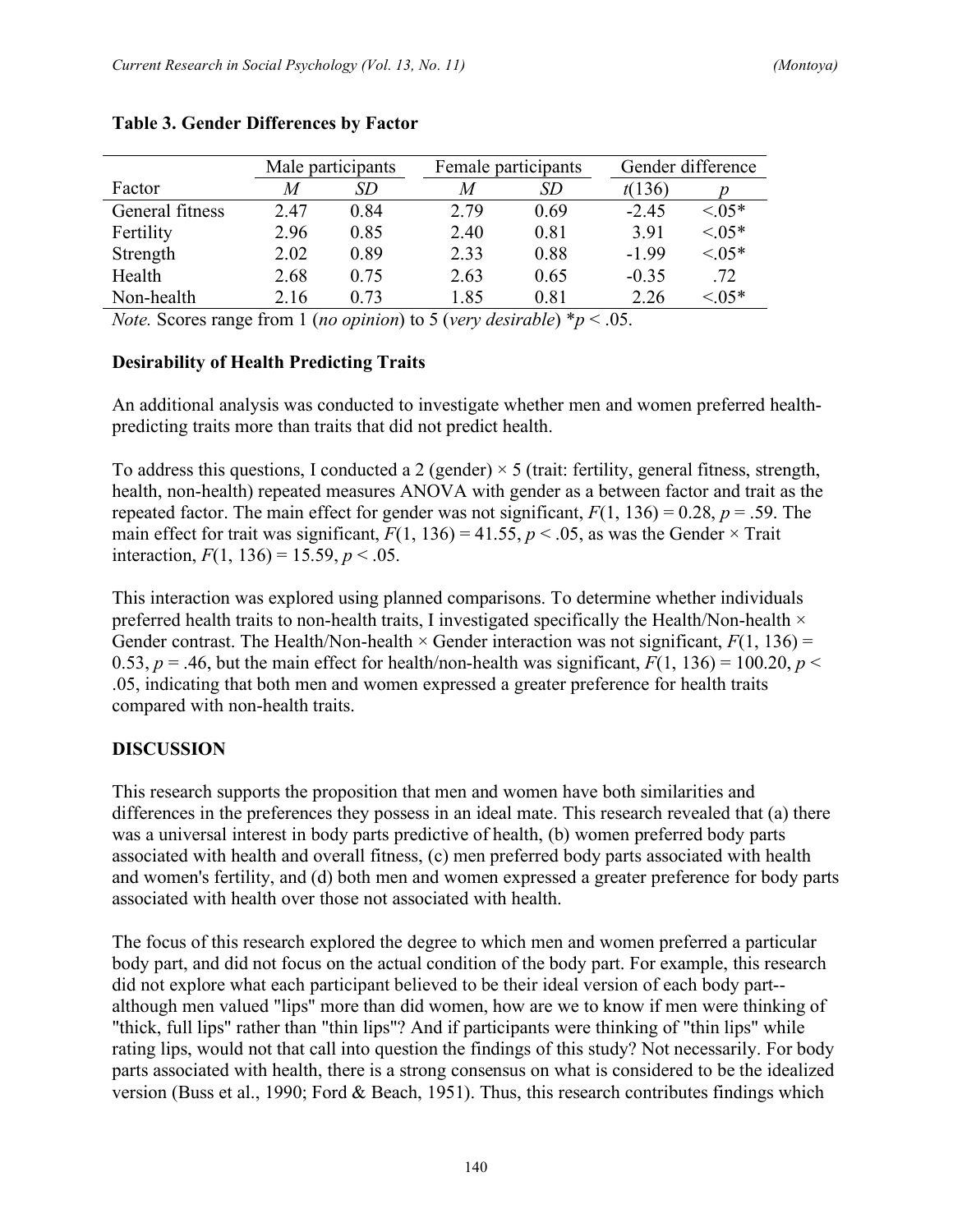**Table 3. Gender Differences by Factor**

| | Male participants | | Female participants | | Gender difference | |
|---|---|---|---|---|---|---|
| Factor | *M* | *SD* | *M* | *SD* | $t(136)$ | *p* |
| General fitness | 2.47 | 0.84 | 2.79 | 0.69 | -2.45 | <.05* |
| Fertility | 2.96 | 0.85 | 2.40 | 0.81 | 3.91 | <.05* |
| Strength | 2.02 | 0.89 | 2.33 | 0.88 | -1.99 | <.05* |
| Health | 2.68 | 0.75 | 2.63 | 0.65 | -0.35 | .72 |
| Non-health | 2.16 | 0.73 | 1.85 | 0.81 | 2.26 | <.05* |

*Note.* Scores range from 1 (*no opinion*) to 5 (*very desirable*) $*p < .05$.

### Desirability of Health Predicting Traits

An additional analysis was conducted to investigate whether men and women preferred health-predicting traits more than traits that did not predict health.

To address this questions, I conducted a 2 (gender) × 5 (trait: fertility, general fitness, strength, health, non-health) repeated measures ANOVA with gender as a between factor and trait as the repeated factor. The main effect for gender was not significant, $F(1, 136) = 0.28$, $p = .59$. The main effect for trait was significant, $F(1, 136) = 41.55$, $p < .05$, as was the Gender × Trait interaction, $F(1, 136) = 15.59$, $p < .05$.

This interaction was explored using planned comparisons. To determine whether individuals preferred health traits to non-health traits, I investigated specifically the Health/Non-health × Gender contrast. The Health/Non-health × Gender interaction was not significant, $F(1, 136) = 0.53$, $p = .46$, but the main effect for health/non-health was significant, $F(1, 136) = 100.20$, $p < .05$, indicating that both men and women expressed a greater preference for health traits compared with non-health traits.

## DISCUSSION

This research supports the proposition that men and women have both similarities and differences in the preferences they possess in an ideal mate. This research revealed that (a) there was a universal interest in body parts predictive of health, (b) women preferred body parts associated with health and overall fitness, (c) men preferred body parts associated with health and women's fertility, and (d) both men and women expressed a greater preference for body parts associated with health over those not associated with health.

The focus of this research explored the degree to which men and women preferred a particular body part, and did not focus on the actual condition of the body part. For example, this research did not explore what each participant believed to be their ideal version of each body part--although men valued "lips" more than did women, how are we to know if men were thinking of "thick, full lips" rather than "thin lips"? And if participants were thinking of "thin lips" while rating lips, would not that call into question the findings of this study? Not necessarily. For body parts associated with health, there is a strong consensus on what is considered to be the idealized version (Buss et al., 1990; Ford & Beach, 1951). Thus, this research contributes findings which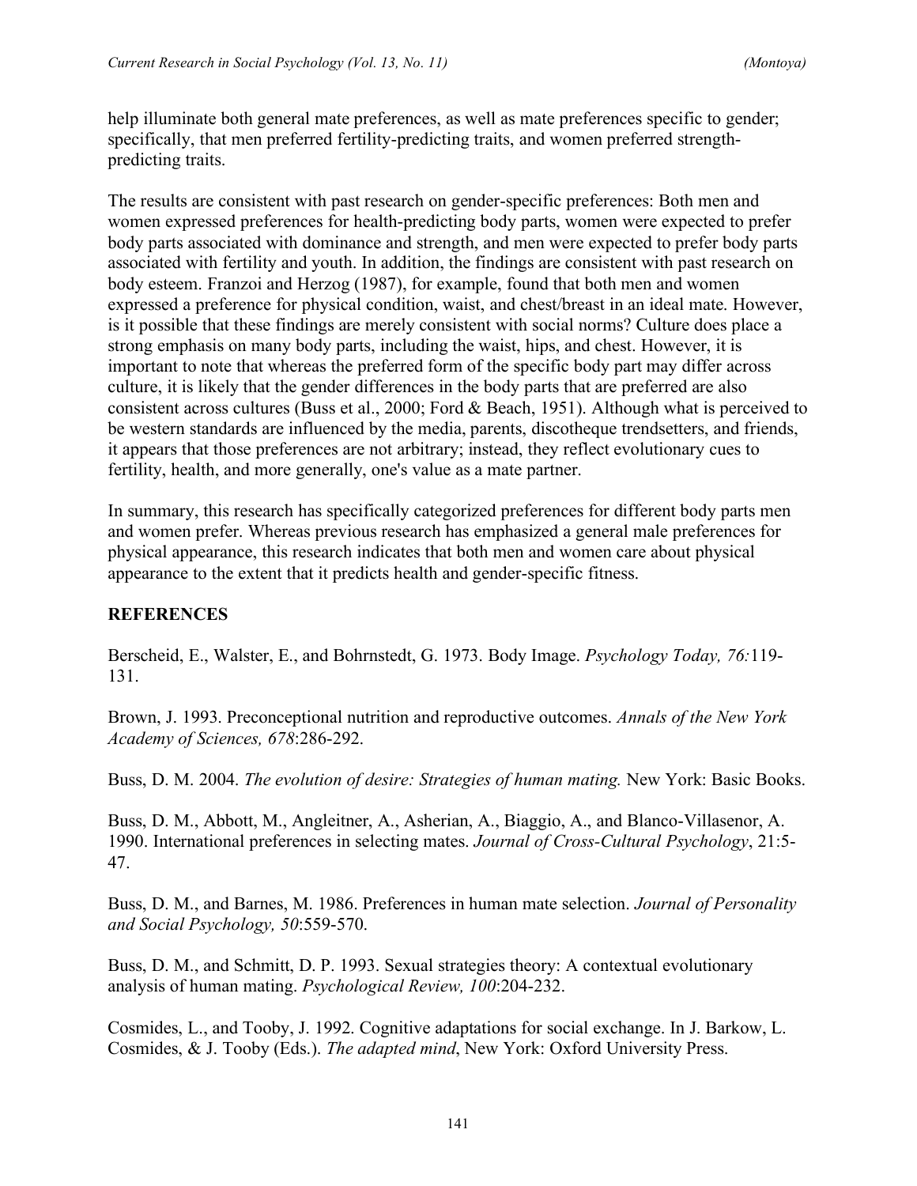help illuminate both general mate preferences, as well as mate preferences specific to gender; specifically, that men preferred fertility-predicting traits, and women preferred strength-predicting traits.

The results are consistent with past research on gender-specific preferences: Both men and women expressed preferences for health-predicting body parts, women were expected to prefer body parts associated with dominance and strength, and men were expected to prefer body parts associated with fertility and youth. In addition, the findings are consistent with past research on body esteem. Franzoi and Herzog (1987), for example, found that both men and women expressed a preference for physical condition, waist, and chest/breast in an ideal mate. However, is it possible that these findings are merely consistent with social norms? Culture does place a strong emphasis on many body parts, including the waist, hips, and chest. However, it is important to note that whereas the preferred form of the specific body part may differ across culture, it is likely that the gender differences in the body parts that are preferred are also consistent across cultures (Buss et al., 2000; Ford & Beach, 1951). Although what is perceived to be western standards are influenced by the media, parents, discotheque trendsetters, and friends, it appears that those preferences are not arbitrary; instead, they reflect evolutionary cues to fertility, health, and more generally, one's value as a mate partner.

In summary, this research has specifically categorized preferences for different body parts men and women prefer. Whereas previous research has emphasized a general male preferences for physical appearance, this research indicates that both men and women care about physical appearance to the extent that it predicts health and gender-specific fitness.

## REFERENCES

Berscheid, E., Walster, E., and Bohrnstedt, G. 1973. Body Image. *Psychology Today, 76:*119-131.

Brown, J. 1993. Preconceptional nutrition and reproductive outcomes. *Annals of the New York Academy of Sciences, 678*:286-292.

Buss, D. M. 2004. *The evolution of desire: Strategies of human mating.* New York: Basic Books.

Buss, D. M., Abbott, M., Angleitner, A., Asherian, A., Biaggio, A., and Blanco-Villasenor, A. 1990. International preferences in selecting mates. *Journal of Cross-Cultural Psychology*, 21:5-47.

Buss, D. M., and Barnes, M. 1986. Preferences in human mate selection. *Journal of Personality and Social Psychology, 50*:559-570.

Buss, D. M., and Schmitt, D. P. 1993. Sexual strategies theory: A contextual evolutionary analysis of human mating. *Psychological Review, 100*:204-232.

Cosmides, L., and Tooby, J. 1992. Cognitive adaptations for social exchange. In J. Barkow, L. Cosmides, & J. Tooby (Eds.). *The adapted mind*, New York: Oxford University Press.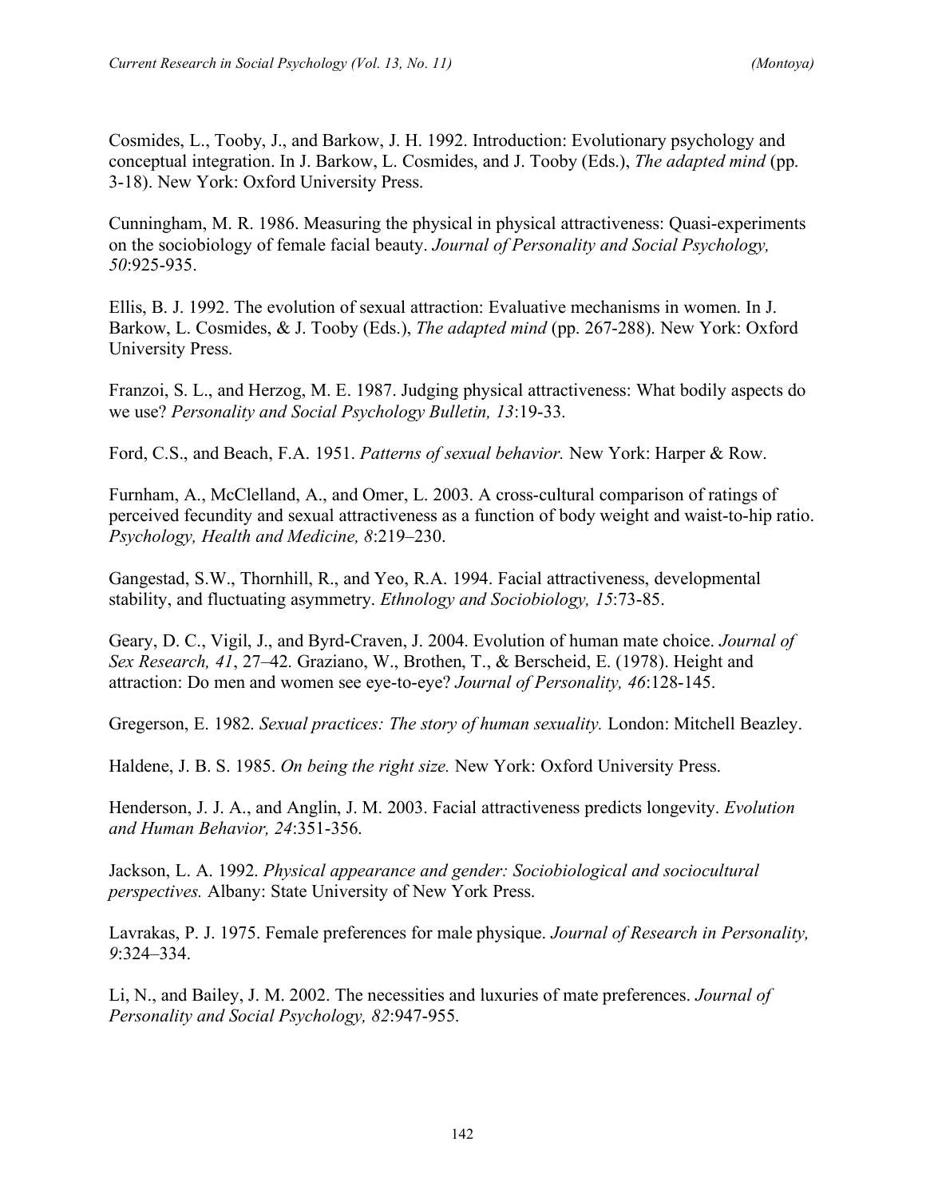Cosmides, L., Tooby, J., and Barkow, J. H. 1992. Introduction: Evolutionary psychology and conceptual integration. In J. Barkow, L. Cosmides, and J. Tooby (Eds.), *The adapted mind* (pp. 3-18). New York: Oxford University Press.

Cunningham, M. R. 1986. Measuring the physical in physical attractiveness: Quasi-experiments on the sociobiology of female facial beauty. *Journal of Personality and Social Psychology, 50*:925-935.

Ellis, B. J. 1992. The evolution of sexual attraction: Evaluative mechanisms in women. In J. Barkow, L. Cosmides, & J. Tooby (Eds.), *The adapted mind* (pp. 267-288). New York: Oxford University Press.

Franzoi, S. L., and Herzog, M. E. 1987. Judging physical attractiveness: What bodily aspects do we use? *Personality and Social Psychology Bulletin, 13*:19-33.

Ford, C.S., and Beach, F.A. 1951. *Patterns of sexual behavior.* New York: Harper & Row.

Furnham, A., McClelland, A., and Omer, L. 2003. A cross-cultural comparison of ratings of perceived fecundity and sexual attractiveness as a function of body weight and waist-to-hip ratio. *Psychology, Health and Medicine, 8*:219–230.

Gangestad, S.W., Thornhill, R., and Yeo, R.A. 1994. Facial attractiveness, developmental stability, and fluctuating asymmetry. *Ethnology and Sociobiology, 15*:73-85.

Geary, D. C., Vigil, J., and Byrd-Craven, J. 2004. Evolution of human mate choice. *Journal of Sex Research, 41*, 27–42. Graziano, W., Brothen, T., & Berscheid, E. (1978). Height and attraction: Do men and women see eye-to-eye? *Journal of Personality, 46*:128-145.

Gregerson, E. 1982. *Sexual practices: The story of human sexuality.* London: Mitchell Beazley.

Haldene, J. B. S. 1985. *On being the right size.* New York: Oxford University Press.

Henderson, J. J. A., and Anglin, J. M. 2003. Facial attractiveness predicts longevity. *Evolution and Human Behavior, 24*:351-356.

Jackson, L. A. 1992. *Physical appearance and gender: Sociobiological and sociocultural perspectives.* Albany: State University of New York Press.

Lavrakas, P. J. 1975. Female preferences for male physique. *Journal of Research in Personality, 9*:324–334.

Li, N., and Bailey, J. M. 2002. The necessities and luxuries of mate preferences. *Journal of Personality and Social Psychology, 82*:947-955.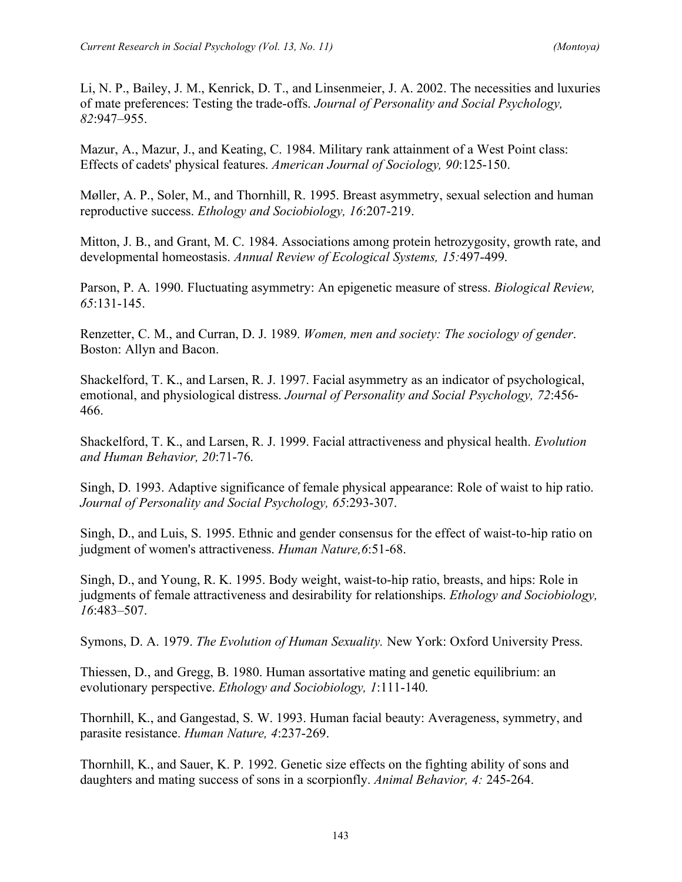Li, N. P., Bailey, J. M., Kenrick, D. T., and Linsenmeier, J. A. 2002. The necessities and luxuries of mate preferences: Testing the trade-offs. *Journal of Personality and Social Psychology, 82*:947–955.

Mazur, A., Mazur, J., and Keating, C. 1984. Military rank attainment of a West Point class: Effects of cadets' physical features. *American Journal of Sociology, 90*:125-150.

Møller, A. P., Soler, M., and Thornhill, R. 1995. Breast asymmetry, sexual selection and human reproductive success. *Ethology and Sociobiology, 16*:207-219.

Mitton, J. B., and Grant, M. C. 1984. Associations among protein hetrozygosity, growth rate, and developmental homeostasis. *Annual Review of Ecological Systems, 15:*497-499.

Parson, P. A. 1990. Fluctuating asymmetry: An epigenetic measure of stress. *Biological Review, 65*:131-145.

Renzetter, C. M., and Curran, D. J. 1989. *Women, men and society: The sociology of gender*. Boston: Allyn and Bacon.

Shackelford, T. K., and Larsen, R. J. 1997. Facial asymmetry as an indicator of psychological, emotional, and physiological distress. *Journal of Personality and Social Psychology, 72*:456-466.

Shackelford, T. K., and Larsen, R. J. 1999. Facial attractiveness and physical health. *Evolution and Human Behavior, 20*:71-76.

Singh, D. 1993. Adaptive significance of female physical appearance: Role of waist to hip ratio. *Journal of Personality and Social Psychology, 65*:293-307.

Singh, D., and Luis, S. 1995. Ethnic and gender consensus for the effect of waist-to-hip ratio on judgment of women's attractiveness. *Human Nature,6*:51-68.

Singh, D., and Young, R. K. 1995. Body weight, waist-to-hip ratio, breasts, and hips: Role in judgments of female attractiveness and desirability for relationships. *Ethology and Sociobiology, 16*:483–507.

Symons, D. A. 1979. *The Evolution of Human Sexuality.* New York: Oxford University Press.

Thiessen, D., and Gregg, B. 1980. Human assortative mating and genetic equilibrium: an evolutionary perspective. *Ethology and Sociobiology, 1*:111-140.

Thornhill, K., and Gangestad, S. W. 1993. Human facial beauty: Averageness, symmetry, and parasite resistance. *Human Nature, 4*:237-269.

Thornhill, K., and Sauer, K. P. 1992. Genetic size effects on the fighting ability of sons and daughters and mating success of sons in a scorpionfly. *Animal Behavior, 4:* 245-264.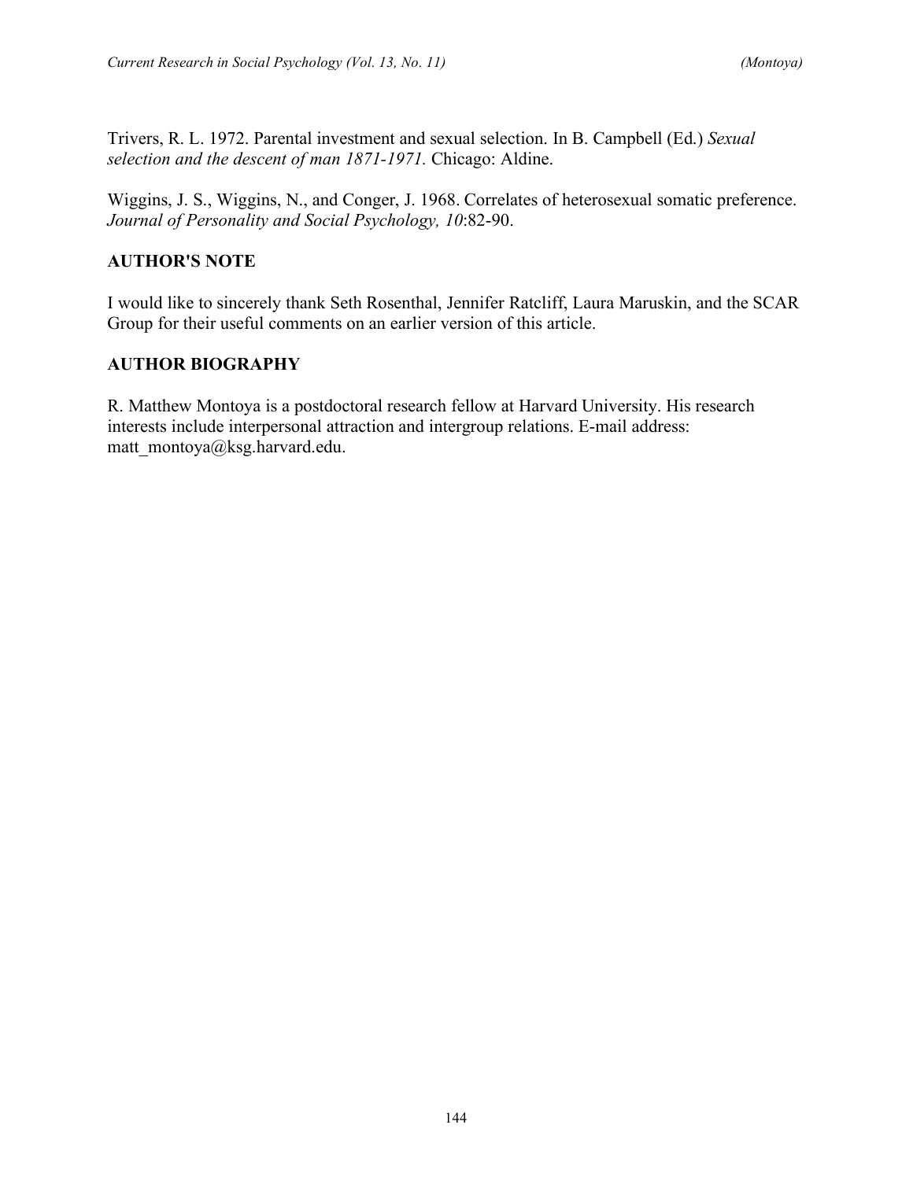Trivers, R. L. 1972. Parental investment and sexual selection. In B. Campbell (Ed.) *Sexual selection and the descent of man 1871-1971.* Chicago: Aldine.

Wiggins, J. S., Wiggins, N., and Conger, J. 1968. Correlates of heterosexual somatic preference. *Journal of Personality and Social Psychology, 10*:82-90.

## AUTHOR'S NOTE

I would like to sincerely thank Seth Rosenthal, Jennifer Ratcliff, Laura Maruskin, and the SCAR Group for their useful comments on an earlier version of this article.

## AUTHOR BIOGRAPHY

R. Matthew Montoya is a postdoctoral research fellow at Harvard University. His research interests include interpersonal attraction and intergroup relations. E-mail address: matt_montoya@ksg.harvard.edu.